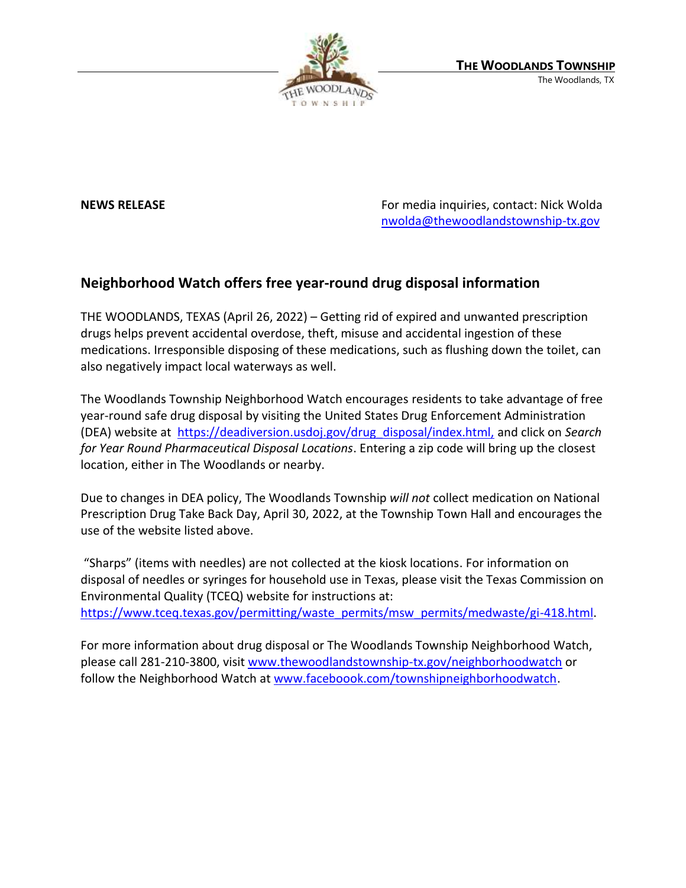**THE WOODLANDS TOWNSHIP**
The Woodlands, TX

**NEWS RELEASE**

For media inquiries, contact: Nick Wolda
nwolda@thewoodlandstownship-tx.gov

## Neighborhood Watch offers free year-round drug disposal information

THE WOODLANDS, TEXAS (April 26, 2022) – Getting rid of expired and unwanted prescription drugs helps prevent accidental overdose, theft, misuse and accidental ingestion of these medications. Irresponsible disposing of these medications, such as flushing down the toilet, can also negatively impact local waterways as well.

The Woodlands Township Neighborhood Watch encourages residents to take advantage of free year-round safe drug disposal by visiting the United States Drug Enforcement Administration (DEA) website at https://deadiversion.usdoj.gov/drug_disposal/index.html, and click on *Search for Year Round Pharmaceutical Disposal Locations*. Entering a zip code will bring up the closest location, either in The Woodlands or nearby.

Due to changes in DEA policy, The Woodlands Township *will not* collect medication on National Prescription Drug Take Back Day, April 30, 2022, at the Township Town Hall and encourages the use of the website listed above.

"Sharps" (items with needles) are not collected at the kiosk locations. For information on disposal of needles or syringes for household use in Texas, please visit the Texas Commission on Environmental Quality (TCEQ) website for instructions at: https://www.tceq.texas.gov/permitting/waste_permits/msw_permits/medwaste/gi-418.html.

For more information about drug disposal or The Woodlands Township Neighborhood Watch, please call 281-210-3800, visit www.thewoodlandstownship-tx.gov/neighborhoodwatch or follow the Neighborhood Watch at www.faceboook.com/townshipneighborhoodwatch.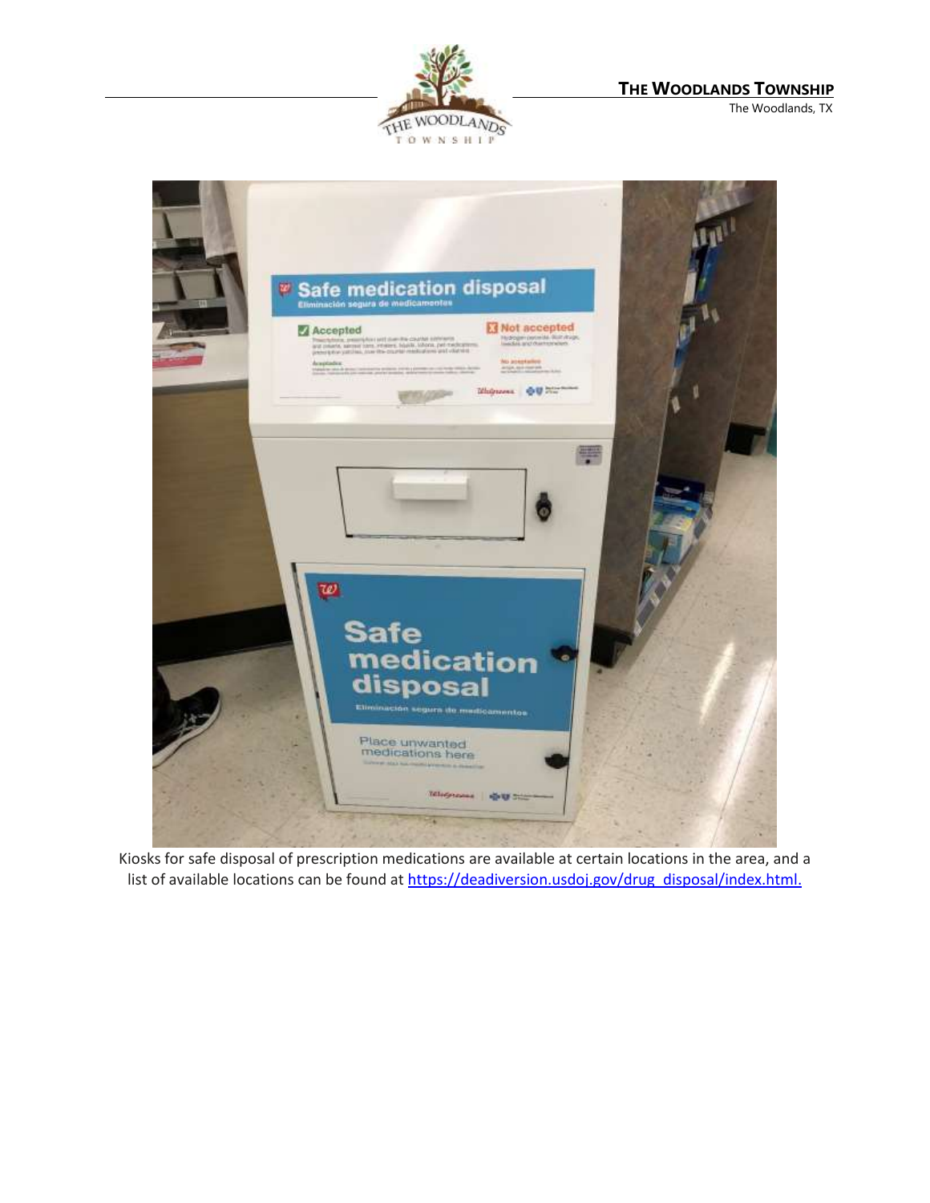Kiosks for safe disposal of prescription medications are available at certain locations in the area, and a list of available locations can be found at https://deadiversion.usdoj.gov/drug_disposal/index.html.